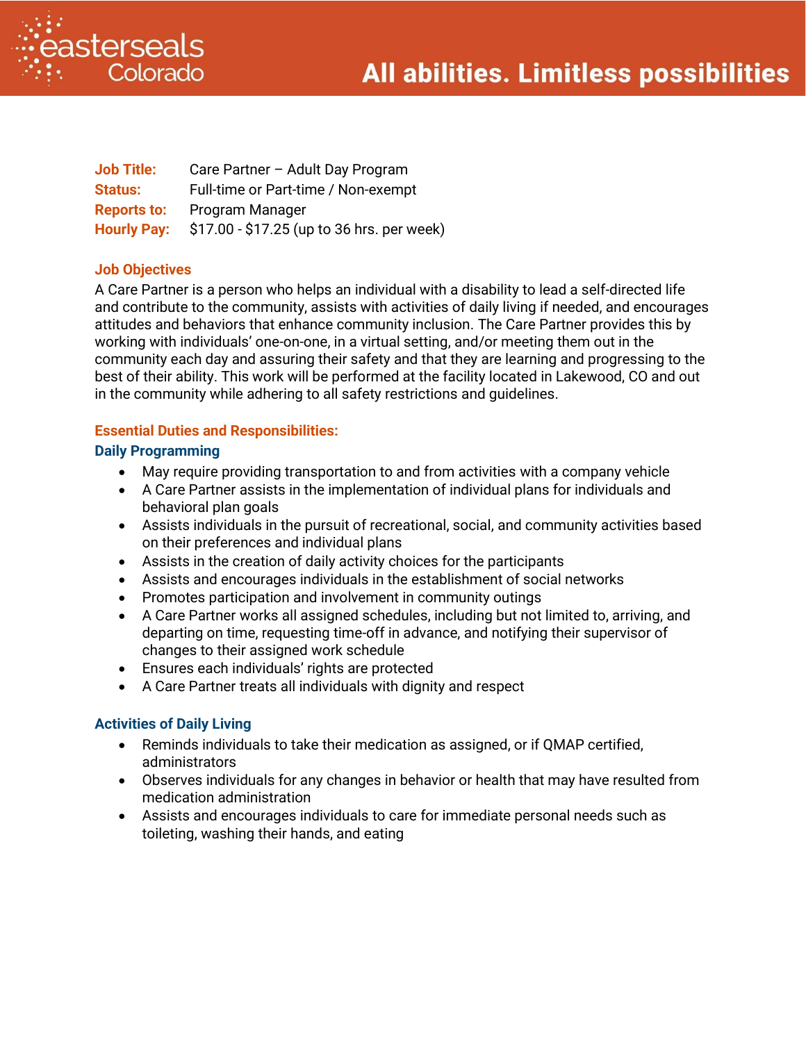easterseals Colorado

**All abilities. Limitless possibilities**

**Job Title:** Care Partner – Adult Day Program
**Status:** Full-time or Part-time / Non-exempt
**Reports to:** Program Manager
**Hourly Pay:** $17.00 - $17.25 (up to 36 hrs. per week)

## Job Objectives

A Care Partner is a person who helps an individual with a disability to lead a self-directed life and contribute to the community, assists with activities of daily living if needed, and encourages attitudes and behaviors that enhance community inclusion. The Care Partner provides this by working with individuals' one-on-one, in a virtual setting, and/or meeting them out in the community each day and assuring their safety and that they are learning and progressing to the best of their ability. This work will be performed at the facility located in Lakewood, CO and out in the community while adhering to all safety restrictions and guidelines.

## Essential Duties and Responsibilities:

### Daily Programming

- May require providing transportation to and from activities with a company vehicle
- A Care Partner assists in the implementation of individual plans for individuals and behavioral plan goals
- Assists individuals in the pursuit of recreational, social, and community activities based on their preferences and individual plans
- Assists in the creation of daily activity choices for the participants
- Assists and encourages individuals in the establishment of social networks
- Promotes participation and involvement in community outings
- A Care Partner works all assigned schedules, including but not limited to, arriving, and departing on time, requesting time-off in advance, and notifying their supervisor of changes to their assigned work schedule
- Ensures each individuals' rights are protected
- A Care Partner treats all individuals with dignity and respect

### Activities of Daily Living

- Reminds individuals to take their medication as assigned, or if QMAP certified, administrators
- Observes individuals for any changes in behavior or health that may have resulted from medication administration
- Assists and encourages individuals to care for immediate personal needs such as toileting, washing their hands, and eating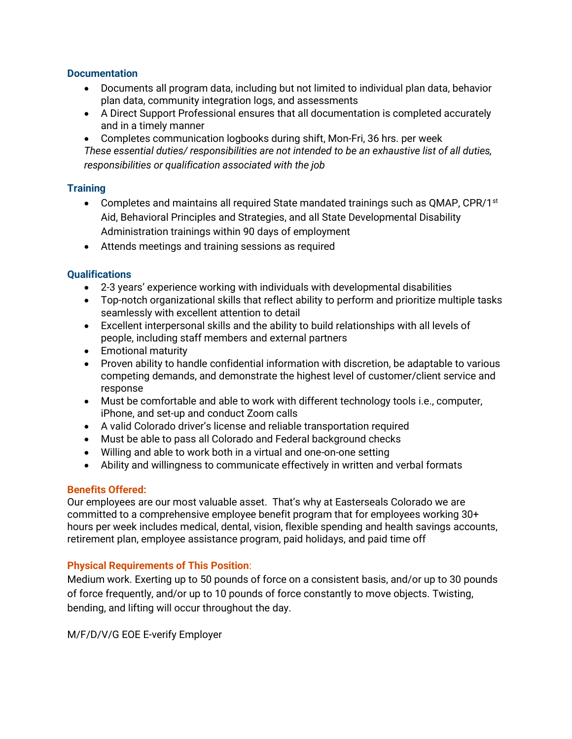### Documentation

- Documents all program data, including but not limited to individual plan data, behavior plan data, community integration logs, and assessments
- A Direct Support Professional ensures that all documentation is completed accurately and in a timely manner
- Completes communication logbooks during shift, Mon-Fri, 36 hrs. per week

*These essential duties/ responsibilities are not intended to be an exhaustive list of all duties, responsibilities or qualification associated with the job*

### Training

- Completes and maintains all required State mandated trainings such as QMAP, CPR/1st Aid, Behavioral Principles and Strategies, and all State Developmental Disability Administration trainings within 90 days of employment
- Attends meetings and training sessions as required

### Qualifications

- 2-3 years' experience working with individuals with developmental disabilities
- Top-notch organizational skills that reflect ability to perform and prioritize multiple tasks seamlessly with excellent attention to detail
- Excellent interpersonal skills and the ability to build relationships with all levels of people, including staff members and external partners
- Emotional maturity
- Proven ability to handle confidential information with discretion, be adaptable to various competing demands, and demonstrate the highest level of customer/client service and response
- Must be comfortable and able to work with different technology tools i.e., computer, iPhone, and set-up and conduct Zoom calls
- A valid Colorado driver's license and reliable transportation required
- Must be able to pass all Colorado and Federal background checks
- Willing and able to work both in a virtual and one-on-one setting
- Ability and willingness to communicate effectively in written and verbal formats

### Benefits Offered:

Our employees are our most valuable asset. That's why at Easterseals Colorado we are committed to a comprehensive employee benefit program that for employees working 30+ hours per week includes medical, dental, vision, flexible spending and health savings accounts, retirement plan, employee assistance program, paid holidays, and paid time off

### Physical Requirements of This Position:

Medium work. Exerting up to 50 pounds of force on a consistent basis, and/or up to 30 pounds of force frequently, and/or up to 10 pounds of force constantly to move objects. Twisting, bending, and lifting will occur throughout the day.

M/F/D/V/G EOE E-verify Employer